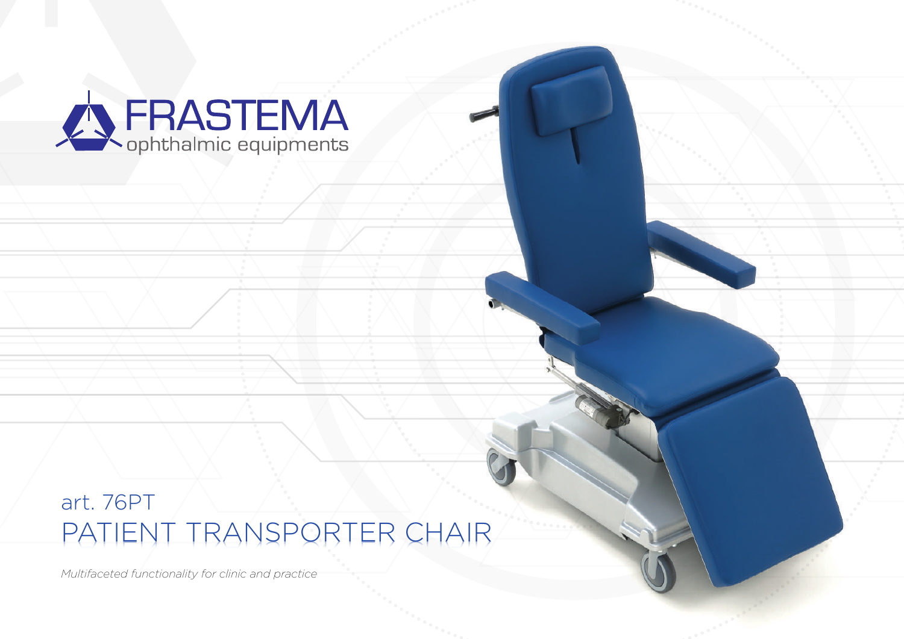FRASTEMA
ophthalmic equipments

art. 76PT

# PATIENT TRANSPORTER CHAIR

*Multifaceted functionality for clinic and practice*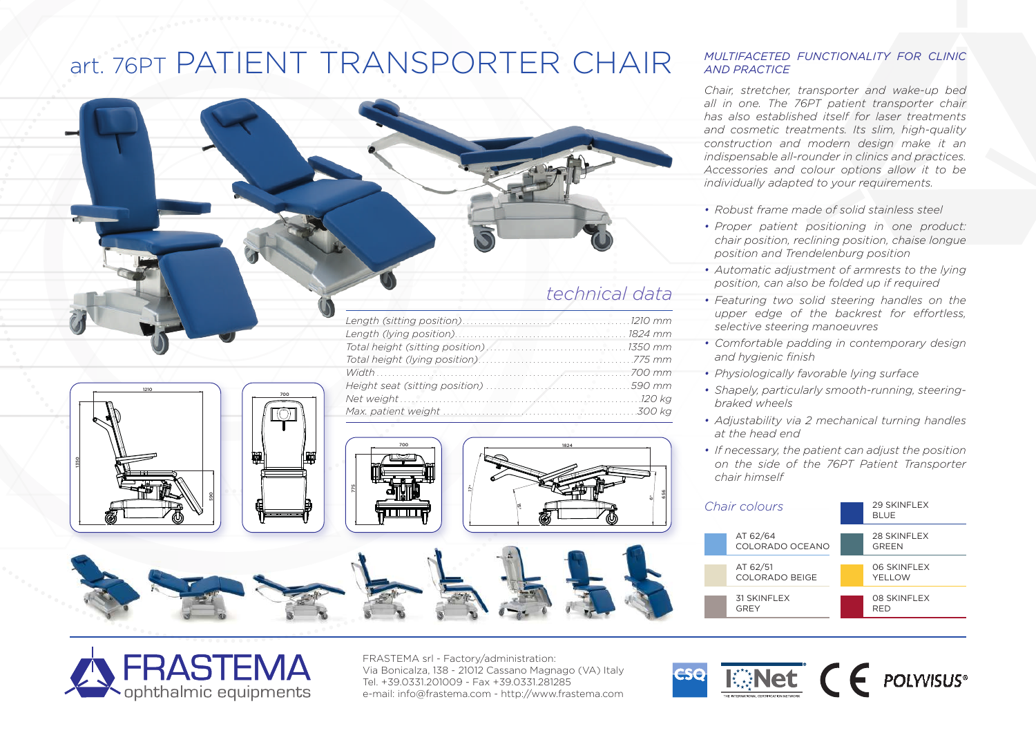# art. 76PT PATIENT TRANSPORTER CHAIR

## technical data

| | |
|---|---|
| Length (sitting position) | 1210 mm |
| Length (lying position) | 1824 mm |
| Total height (sitting position) | 1350 mm |
| Total height (lying position) | 775 mm |
| Width | 700 mm |
| Height seat (sitting position) | 590 mm |
| Net weight | 120 kg |
| Max. patient weight | 300 kg |

*MULTIFACETED FUNCTIONALITY FOR CLINIC AND PRACTICE*

*Chair, stretcher, transporter and wake-up bed all in one. The 76PT patient transporter chair has also established itself for laser treatments and cosmetic treatments. Its slim, high-quality construction and modern design make it an indispensable all-rounder in clinics and practices. Accessories and colour options allow it to be individually adapted to your requirements.*

- *Robust frame made of solid stainless steel*
- *Proper patient positioning in one product: chair position, reclining position, chaise longue position and Trendelenburg position*
- *Automatic adjustment of armrests to the lying position, can also be folded up if required*
- *Featuring two solid steering handles on the upper edge of the backrest for effortless, selective steering manoeuvres*
- *Comfortable padding in contemporary design and hygienic finish*
- *Physiologically favorable lying surface*
- *Shapely, particularly smooth-running, steering-braked wheels*
- *Adjustability via 2 mechanical turning handles at the head end*
- *If necessary, the patient can adjust the position on the side of the 76PT Patient Transporter chair himself*

### Chair colours

- 29 SKINFLEX BLUE
- AT 62/64 COLORADO OCEANO
- 28 SKINFLEX GREEN
- AT 62/51 COLORADO BEIGE
- 06 SKINFLEX YELLOW
- 31 SKINFLEX GREY
- 08 SKINFLEX RED

FRASTEMA ophthalmic equipments

FRASTEMA srl - Factory/administration:
Via Bonicalza, 138 - 21012 Cassano Magnago (VA) Italy
Tel. +39.0331.201009 - Fax +39.0331.281285
e-mail: info@frastema.com - http://www.frastema.com

CSQ IQNet CE POLYVISUS®